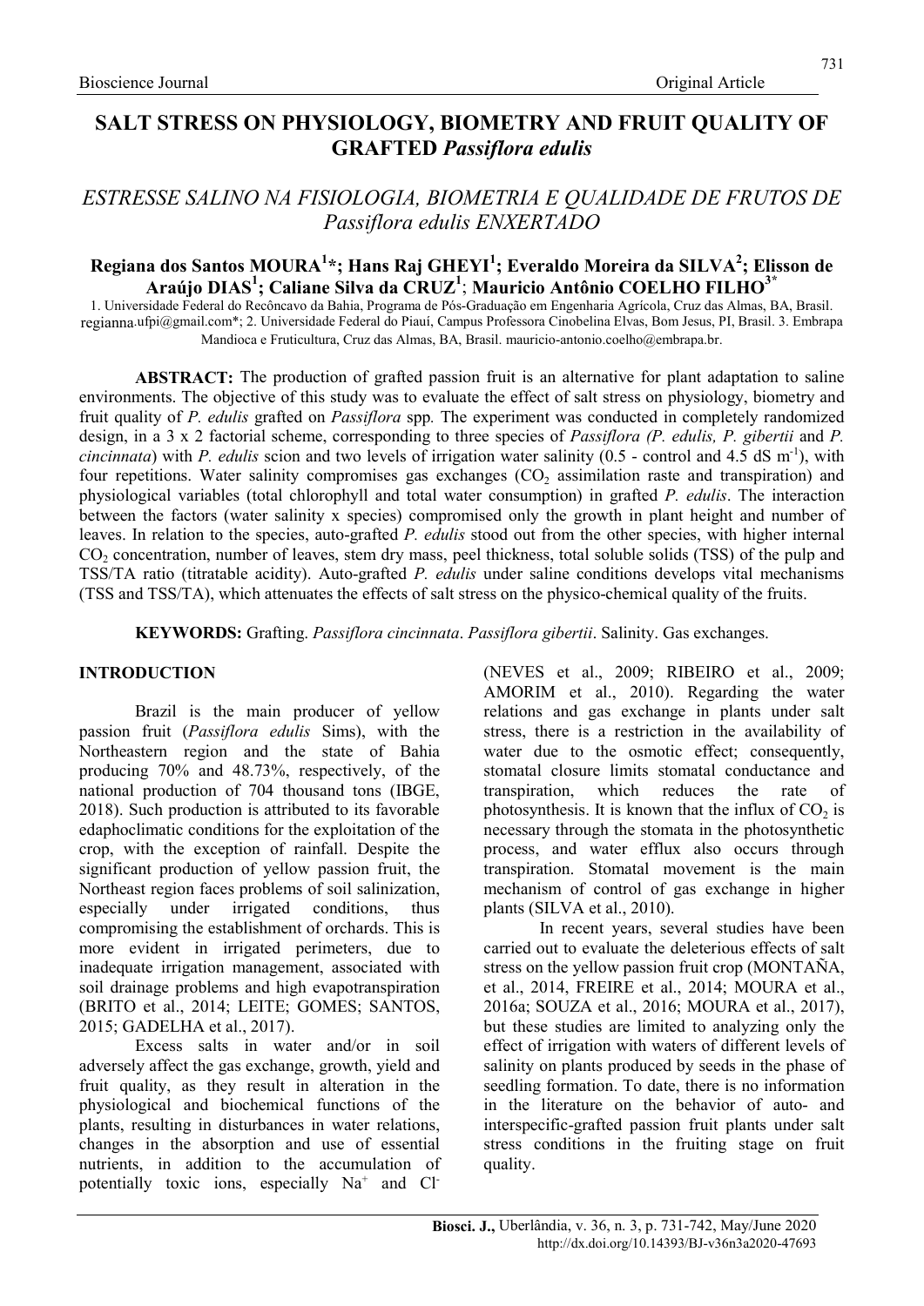Bioscience Journal Original Article

# SALT STRESS ON PHYSIOLOGY, BIOMETRY AND FRUIT QUALITY OF GRAFTED *Passiflora edulis*

## *ESTRESSE SALINO NA FISIOLOGIA, BIOMETRIA E QUALIDADE DE FRUTOS DE Passiflora edulis ENXERTADO*

**Regiana dos Santos MOURA[1]*; Hans Raj GHEYI[1]; Everaldo Moreira da SILVA[2]; Elisson de Araújo DIAS[1]; Caliane Silva da CRUZ[1]; Mauricio Antônio COELHO FILHO[3*]**

1. Universidade Federal do Recôncavo da Bahia, Programa de Pós-Graduação em Engenharia Agrícola, Cruz das Almas, BA, Brasil. regianna.ufpi@gmail.com*; 2. Universidade Federal do Piauí, Campus Professora Cinobelina Elvas, Bom Jesus, PI, Brasil. 3. Embrapa Mandioca e Fruticultura, Cruz das Almas, BA, Brasil. mauricio-antonio.coelho@embrapa.br.

**ABSTRACT:** The production of grafted passion fruit is an alternative for plant adaptation to saline environments. The objective of this study was to evaluate the effect of salt stress on physiology, biometry and fruit quality of *P. edulis* grafted on *Passiflora* spp*.* The experiment was conducted in completely randomized design, in a 3 x 2 factorial scheme, corresponding to three species of *Passiflora (P. edulis, P. gibertii* and *P. cincinnata*) with *P. edulis* scion and two levels of irrigation water salinity (0.5 - control and 4.5 dS $m^{-1}$), with four repetitions. Water salinity compromises gas exchanges ($CO_2$ assimilation raste and transpiration) and physiological variables (total chlorophyll and total water consumption) in grafted *P. edulis*. The interaction between the factors (water salinity x species) compromised only the growth in plant height and number of leaves. In relation to the species, auto-grafted *P. edulis* stood out from the other species, with higher internal $CO_2$ concentration, number of leaves, stem dry mass, peel thickness, total soluble solids (TSS) of the pulp and TSS/TA ratio (titratable acidity). Auto-grafted *P. edulis* under saline conditions develops vital mechanisms (TSS and TSS/TA), which attenuates the effects of salt stress on the physico-chemical quality of the fruits.

**KEYWORDS:** Grafting. *Passiflora cincinnata*. *Passiflora gibertii*. Salinity. Gas exchanges.

## INTRODUCTION

Brazil is the main producer of yellow passion fruit (*Passiflora edulis* Sims), with the Northeastern region and the state of Bahia producing 70% and 48.73%, respectively, of the national production of 704 thousand tons (IBGE, 2018). Such production is attributed to its favorable edaphoclimatic conditions for the exploitation of the crop, with the exception of rainfall. Despite the significant production of yellow passion fruit, the Northeast region faces problems of soil salinization, especially under irrigated conditions, thus compromising the establishment of orchards. This is more evident in irrigated perimeters, due to inadequate irrigation management, associated with soil drainage problems and high evapotranspiration (BRITO et al., 2014; LEITE; GOMES; SANTOS, 2015; GADELHA et al., 2017).

Excess salts in water and/or in soil adversely affect the gas exchange, growth, yield and fruit quality, as they result in alteration in the physiological and biochemical functions of the plants, resulting in disturbances in water relations, changes in the absorption and use of essential nutrients, in addition to the accumulation of potentially toxic ions, especially $Na^+$ and $Cl^-$ (NEVES et al., 2009; RIBEIRO et al., 2009; AMORIM et al., 2010). Regarding the water relations and gas exchange in plants under salt stress, there is a restriction in the availability of water due to the osmotic effect; consequently, stomatal closure limits stomatal conductance and transpiration, which reduces the rate of photosynthesis. It is known that the influx of $CO_2$ is necessary through the stomata in the photosynthetic process, and water efflux also occurs through transpiration. Stomatal movement is the main mechanism of control of gas exchange in higher plants (SILVA et al., 2010).

In recent years, several studies have been carried out to evaluate the deleterious effects of salt stress on the yellow passion fruit crop (MONTAÑA, et al., 2014, FREIRE et al., 2014; MOURA et al., 2016a; SOUZA et al., 2016; MOURA et al., 2017), but these studies are limited to analyzing only the effect of irrigation with waters of different levels of salinity on plants produced by seeds in the phase of seedling formation. To date, there is no information in the literature on the behavior of auto- and interspecific-grafted passion fruit plants under salt stress conditions in the fruiting stage on fruit quality.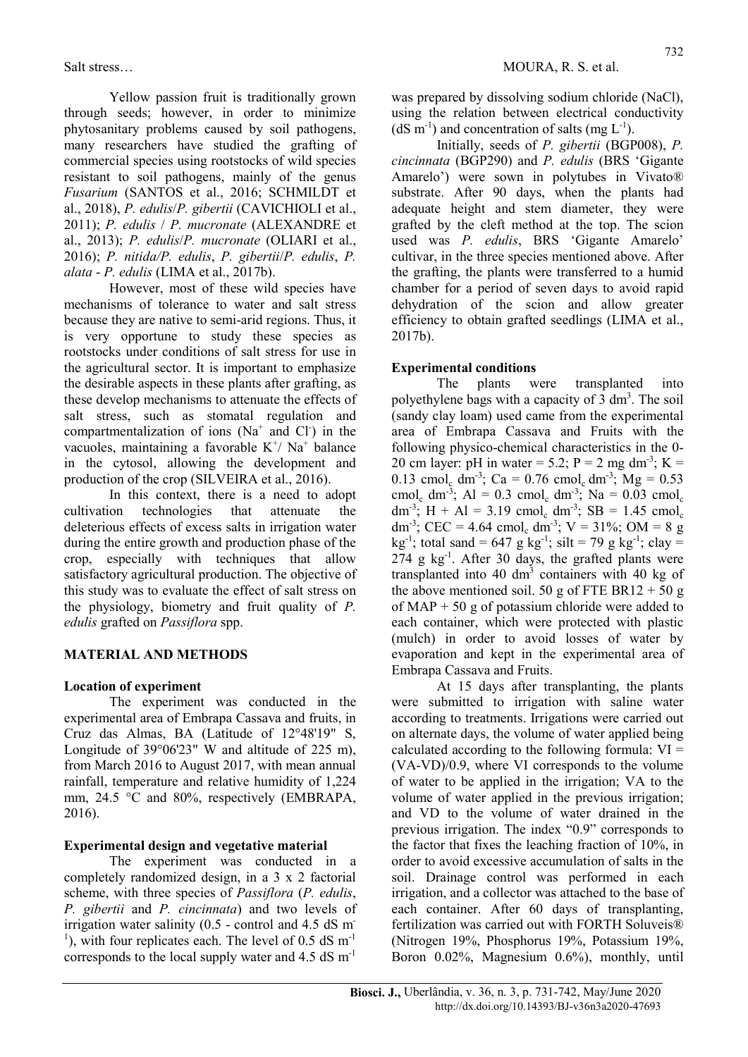Yellow passion fruit is traditionally grown through seeds; however, in order to minimize phytosanitary problems caused by soil pathogens, many researchers have studied the grafting of commercial species using rootstocks of wild species resistant to soil pathogens, mainly of the genus *Fusarium* (SANTOS et al., 2016; SCHMILDT et al., 2018), *P. edulis*/*P. gibertii* (CAVICHIOLI et al., 2011); *P. edulis* / *P. mucronate* (ALEXANDRE et al., 2013); *P. edulis*/*P. mucronate* (OLIARI et al., 2016); *P. nitida/P. edulis*, *P. gibertii*/*P. edulis*, *P. alata* - *P. edulis* (LIMA et al., 2017b).

However, most of these wild species have mechanisms of tolerance to water and salt stress because they are native to semi-arid regions. Thus, it is very opportune to study these species as rootstocks under conditions of salt stress for use in the agricultural sector. It is important to emphasize the desirable aspects in these plants after grafting, as these develop mechanisms to attenuate the effects of salt stress, such as stomatal regulation and compartmentalization of ions ($Na^+$ and $Cl^-$) in the vacuoles, maintaining a favorable $K^+$/ $Na^+$ balance in the cytosol, allowing the development and production of the crop (SILVEIRA et al., 2016).

In this context, there is a need to adopt cultivation technologies that attenuate the deleterious effects of excess salts in irrigation water during the entire growth and production phase of the crop, especially with techniques that allow satisfactory agricultural production. The objective of this study was to evaluate the effect of salt stress on the physiology, biometry and fruit quality of *P. edulis* grafted on *Passiflora* spp.

## MATERIAL AND METHODS

### Location of experiment

The experiment was conducted in the experimental area of Embrapa Cassava and fruits, in Cruz das Almas, BA (Latitude of 12°48'19" S, Longitude of 39°06'23" W and altitude of 225 m), from March 2016 to August 2017, with mean annual rainfall, temperature and relative humidity of 1,224 mm, 24.5 °C and 80%, respectively (EMBRAPA, 2016).

### Experimental design and vegetative material

The experiment was conducted in a completely randomized design, in a 3 x 2 factorial scheme, with three species of *Passiflora* (*P. edulis*, *P. gibertii* and *P. cincinnata*) and two levels of irrigation water salinity (0.5 - control and 4.5 dS $m^{-1}$), with four replicates each. The level of 0.5 dS $m^{-1}$ corresponds to the local supply water and 4.5 dS $m^{-1}$ was prepared by dissolving sodium chloride (NaCl), using the relation between electrical conductivity (dS $m^{-1}$) and concentration of salts (mg $L^{-1}$).

Initially, seeds of *P. gibertii* (BGP008), *P. cincinnata* (BGP290) and *P. edulis* (BRS 'Gigante Amarelo') were sown in polytubes in Vivato® substrate. After 90 days, when the plants had adequate height and stem diameter, they were grafted by the cleft method at the top. The scion used was *P. edulis*, BRS 'Gigante Amarelo' cultivar, in the three species mentioned above. After the grafting, the plants were transferred to a humid chamber for a period of seven days to avoid rapid dehydration of the scion and allow greater efficiency to obtain grafted seedlings (LIMA et al., 2017b).

### Experimental conditions

The plants were transplanted into polyethylene bags with a capacity of 3 $dm^3$. The soil (sandy clay loam) used came from the experimental area of Embrapa Cassava and Fruits with the following physico-chemical characteristics in the 0-20 cm layer: pH in water = 5.2; P = 2 mg $dm^{-3}$; K = 0.13 $cmol_c$ $dm^{-3}$; Ca = 0.76 $cmol_c$ $dm^{-3}$; Mg = 0.53 $cmol_c$ $dm^{-3}$; Al = 0.3 $cmol_c$ $dm^{-3}$; Na = 0.03 $cmol_c$ $dm^{-3}$; H + Al = 3.19 $cmol_c$ $dm^{-3}$; SB = 1.45 $cmol_c$ $dm^{-3}$; CEC = 4.64 $cmol_c$ $dm^{-3}$; V = 31%; OM = 8 g $kg^{-1}$; total sand = 647 g $kg^{-1}$; silt = 79 g $kg^{-1}$; clay = 274 g $kg^{-1}$. After 30 days, the grafted plants were transplanted into 40 $dm^3$ containers with 40 kg of the above mentioned soil. 50 g of FTE BR12 + 50 g of MAP + 50 g of potassium chloride were added to each container, which were protected with plastic (mulch) in order to avoid losses of water by evaporation and kept in the experimental area of Embrapa Cassava and Fruits.

At 15 days after transplanting, the plants were submitted to irrigation with saline water according to treatments. Irrigations were carried out on alternate days, the volume of water applied being calculated according to the following formula: $VI = (VA-VD)/0.9$, where VI corresponds to the volume of water to be applied in the irrigation; VA to the volume of water applied in the previous irrigation; and VD to the volume of water drained in the previous irrigation. The index "0.9" corresponds to the factor that fixes the leaching fraction of 10%, in order to avoid excessive accumulation of salts in the soil. Drainage control was performed in each irrigation, and a collector was attached to the base of each container. After 60 days of transplanting, fertilization was carried out with FORTH Soluveis® (Nitrogen 19%, Phosphorus 19%, Potassium 19%, Boron 0.02%, Magnesium 0.6%), monthly, until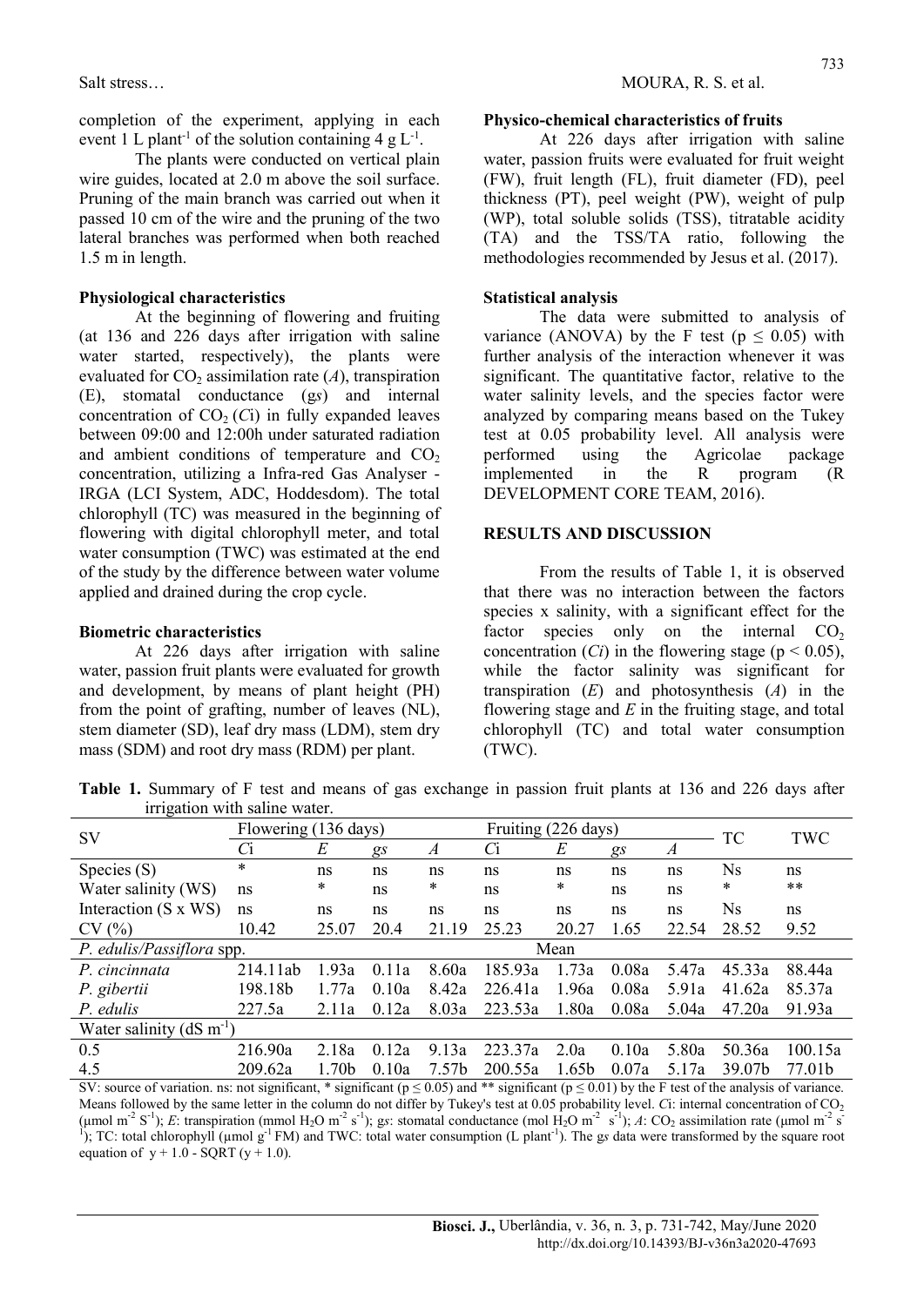completion of the experiment, applying in each event 1 L plant$^{-1}$ of the solution containing 4 g L$^{-1}$.

The plants were conducted on vertical plain wire guides, located at 2.0 m above the soil surface. Pruning of the main branch was carried out when it passed 10 cm of the wire and the pruning of the two lateral branches was performed when both reached 1.5 m in length.

### Physiological characteristics

At the beginning of flowering and fruiting (at 136 and 226 days after irrigation with saline water started, respectively), the plants were evaluated for $CO_2$ assimilation rate ($A$), transpiration (E), stomatal conductance ($gs$) and internal concentration of $CO_2$ ($Ci$) in fully expanded leaves between 09:00 and 12:00h under saturated radiation and ambient conditions of temperature and $CO_2$ concentration, utilizing a Infra-red Gas Analyser - IRGA (LCI System, ADC, Hoddesdom). The total chlorophyll (TC) was measured in the beginning of flowering with digital chlorophyll meter, and total water consumption (TWC) was estimated at the end of the study by the difference between water volume applied and drained during the crop cycle.

### Biometric characteristics

At 226 days after irrigation with saline water, passion fruit plants were evaluated for growth and development, by means of plant height (PH) from the point of grafting, number of leaves (NL), stem diameter (SD), leaf dry mass (LDM), stem dry mass (SDM) and root dry mass (RDM) per plant.

### Physico-chemical characteristics of fruits

At 226 days after irrigation with saline water, passion fruits were evaluated for fruit weight (FW), fruit length (FL), fruit diameter (FD), peel thickness (PT), peel weight (PW), weight of pulp (WP), total soluble solids (TSS), titratable acidity (TA) and the TSS/TA ratio, following the methodologies recommended by Jesus et al. (2017).

### Statistical analysis

The data were submitted to analysis of variance (ANOVA) by the F test ($p \leq 0.05$) with further analysis of the interaction whenever it was significant. The quantitative factor, relative to the water salinity levels, and the species factor were analyzed by comparing means based on the Tukey test at 0.05 probability level. All analysis were performed using the Agricolae package implemented in the R program (R DEVELOPMENT CORE TEAM, 2016).

## RESULTS AND DISCUSSION

From the results of Table 1, it is observed that there was no interaction between the factors species x salinity, with a significant effect for the factor species only on the internal $CO_2$ concentration ($Ci$) in the flowering stage ($p < 0.05$), while the factor salinity was significant for transpiration ($E$) and photosynthesis ($A$) in the flowering stage and $E$ in the fruiting stage, and total chlorophyll (TC) and total water consumption (TWC).

**Table 1.** Summary of F test and means of gas exchange in passion fruit plants at 136 and 226 days after irrigation with saline water.

| SV | Flowering (136 days) | | | | Fruiting (226 days) | | | | TC | TWC |
|---|---|---|---|---|---|---|---|---|---|---|
| | $Ci$ | $E$ | $gs$ | $A$ | $Ci$ | $E$ | $gs$ | $A$ | | |
| Species (S) | * | ns | ns | ns | ns | ns | ns | ns | Ns | ns |
| Water salinity (WS) | ns | * | ns | * | ns | * | ns | ns | * | ** |
| Interaction (S x WS) | ns | ns | ns | ns | ns | ns | ns | ns | Ns | ns |
| CV (%) | 10.42 | 25.07 | 20.4 | 21.19 | 25.23 | 20.27 | 1.65 | 22.54 | 28.52 | 9.52 |
| *P. edulis*/*Passiflora* spp. | Mean | | | | | | | | | |
| *P. cincinnata* | 214.11ab | 1.93a | 0.11a | 8.60a | 185.93a | 1.73a | 0.08a | 5.47a | 45.33a | 88.44a |
| *P. gibertii* | 198.18b | 1.77a | 0.10a | 8.42a | 226.41a | 1.96a | 0.08a | 5.91a | 41.62a | 85.37a |
| *P. edulis* | 227.5a | 2.11a | 0.12a | 8.03a | 223.53a | 1.80a | 0.08a | 5.04a | 47.20a | 91.93a |
| Water salinity (dS m$^{-1}$) | | | | | | | | | | |
| 0.5 | 216.90a | 2.18a | 0.12a | 9.13a | 223.37a | 2.0a | 0.10a | 5.80a | 50.36a | 100.15a |
| 4.5 | 209.62a | 1.70b | 0.10a | 7.57b | 200.55a | 1.65b | 0.07a | 5.17a | 39.07b | 77.01b |

SV: source of variation. ns: not significant, * significant ($p \leq 0.05$) and ** significant ($p \leq 0.01$) by the F test of the analysis of variance. Means followed by the same letter in the column do not differ by Tukey's test at 0.05 probability level. $Ci$: internal concentration of $CO_2$ (μmol m$^{-2}$ S$^{-1}$); $E$: transpiration (mmol $H_2O$ m$^{-2}$ s$^{-1}$); $gs$: stomatal conductance (mol $H_2O$ m$^{-2}$ s$^{-1}$); $A$: $CO_2$ assimilation rate (μmol m$^{-2}$ s$^{-1}$); TC: total chlorophyll (μmol g$^{-1}$ FM) and TWC: total water consumption (L plant$^{-1}$). The $gs$ data were transformed by the square root equation of $y + 1.0 - \text{SQRT}(y + 1.0)$.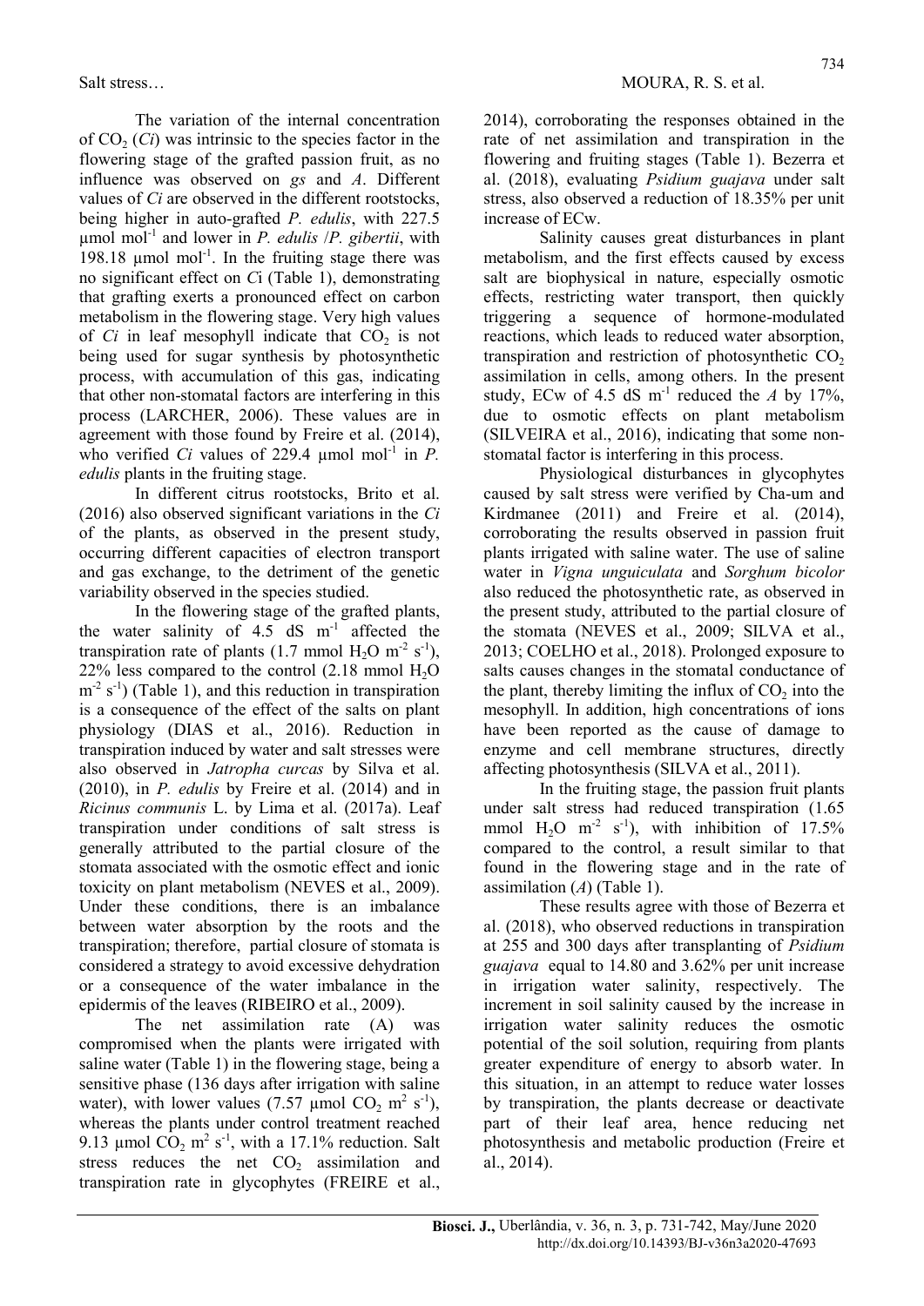The variation of the internal concentration of $CO_2$ (*Ci*) was intrinsic to the species factor in the flowering stage of the grafted passion fruit, as no influence was observed on *gs* and *A*. Different values of *Ci* are observed in the different rootstocks, being higher in auto-grafted *P. edulis*, with 227.5 µmol mol$^{-1}$ and lower in *P. edulis* /*P. gibertii*, with 198.18 µmol mol$^{-1}$. In the fruiting stage there was no significant effect on *C*i (Table 1), demonstrating that grafting exerts a pronounced effect on carbon metabolism in the flowering stage. Very high values of *Ci* in leaf mesophyll indicate that $CO_2$ is not being used for sugar synthesis by photosynthetic process, with accumulation of this gas, indicating that other non-stomatal factors are interfering in this process (LARCHER, 2006). These values are in agreement with those found by Freire et al. (2014), who verified *Ci* values of 229.4 µmol mol$^{-1}$ in *P. edulis* plants in the fruiting stage.

In different citrus rootstocks, Brito et al. (2016) also observed significant variations in the *Ci* of the plants, as observed in the present study, occurring different capacities of electron transport and gas exchange, to the detriment of the genetic variability observed in the species studied.

In the flowering stage of the grafted plants, the water salinity of 4.5 dS m$^{-1}$ affected the transpiration rate of plants (1.7 mmol $H_2O$ m$^{-2}$ s$^{-1}$), 22% less compared to the control (2.18 mmol $H_2O$ m$^{-2}$ s$^{-1}$) (Table 1), and this reduction in transpiration is a consequence of the effect of the salts on plant physiology (DIAS et al., 2016). Reduction in transpiration induced by water and salt stresses were also observed in *Jatropha curcas* by Silva et al. (2010), in *P. edulis* by Freire et al. (2014) and in *Ricinus communis* L. by Lima et al. (2017a). Leaf transpiration under conditions of salt stress is generally attributed to the partial closure of the stomata associated with the osmotic effect and ionic toxicity on plant metabolism (NEVES et al., 2009). Under these conditions, there is an imbalance between water absorption by the roots and the transpiration; therefore, partial closure of stomata is considered a strategy to avoid excessive dehydration or a consequence of the water imbalance in the epidermis of the leaves (RIBEIRO et al., 2009).

The net assimilation rate (A) was compromised when the plants were irrigated with saline water (Table 1) in the flowering stage, being a sensitive phase (136 days after irrigation with saline water), with lower values (7.57 µmol $CO_2$ m$^2$ s$^{-1}$), whereas the plants under control treatment reached 9.13 µmol $CO_2$ m$^2$ s$^{-1}$, with a 17.1% reduction. Salt stress reduces the net $CO_2$ assimilation and transpiration rate in glycophytes (FREIRE et al., 2014), corroborating the responses obtained in the rate of net assimilation and transpiration in the flowering and fruiting stages (Table 1). Bezerra et al. (2018), evaluating *Psidium guajava* under salt stress, also observed a reduction of 18.35% per unit increase of ECw.

Salinity causes great disturbances in plant metabolism, and the first effects caused by excess salt are biophysical in nature, especially osmotic effects, restricting water transport, then quickly triggering a sequence of hormone-modulated reactions, which leads to reduced water absorption, transpiration and restriction of photosynthetic $CO_2$ assimilation in cells, among others. In the present study, ECw of 4.5 dS m$^{-1}$ reduced the *A* by 17%, due to osmotic effects on plant metabolism (SILVEIRA et al., 2016), indicating that some non-stomatal factor is interfering in this process.

Physiological disturbances in glycophytes caused by salt stress were verified by Cha-um and Kirdmanee (2011) and Freire et al. (2014), corroborating the results observed in passion fruit plants irrigated with saline water. The use of saline water in *Vigna unguiculata* and *Sorghum bicolor* also reduced the photosynthetic rate, as observed in the present study, attributed to the partial closure of the stomata (NEVES et al., 2009; SILVA et al., 2013; COELHO et al., 2018). Prolonged exposure to salts causes changes in the stomatal conductance of the plant, thereby limiting the influx of $CO_2$ into the mesophyll. In addition, high concentrations of ions have been reported as the cause of damage to enzyme and cell membrane structures, directly affecting photosynthesis (SILVA et al., 2011).

In the fruiting stage, the passion fruit plants under salt stress had reduced transpiration (1.65 mmol $H_2O$ m$^{-2}$ s$^{-1}$), with inhibition of 17.5% compared to the control, a result similar to that found in the flowering stage and in the rate of assimilation (*A*) (Table 1).

These results agree with those of Bezerra et al. (2018), who observed reductions in transpiration at 255 and 300 days after transplanting of *Psidium guajava* equal to 14.80 and 3.62% per unit increase in irrigation water salinity, respectively. The increment in soil salinity caused by the increase in irrigation water salinity reduces the osmotic potential of the soil solution, requiring from plants greater expenditure of energy to absorb water. In this situation, in an attempt to reduce water losses by transpiration, the plants decrease or deactivate part of their leaf area, hence reducing net photosynthesis and metabolic production (Freire et al., 2014).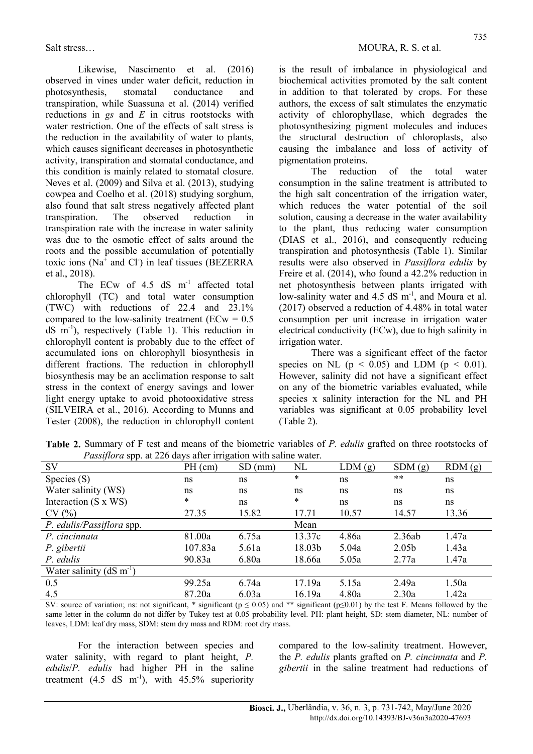Likewise, Nascimento et al. (2016) observed in vines under water deficit, reduction in photosynthesis, stomatal conductance and transpiration, while Suassuna et al. (2014) verified reductions in *gs* and *E* in citrus rootstocks with water restriction. One of the effects of salt stress is the reduction in the availability of water to plants, which causes significant decreases in photosynthetic activity, transpiration and stomatal conductance, and this condition is mainly related to stomatal closure. Neves et al. (2009) and Silva et al. (2013), studying cowpea and Coelho et al. (2018) studying sorghum, also found that salt stress negatively affected plant transpiration. The observed reduction in transpiration rate with the increase in water salinity was due to the osmotic effect of salts around the roots and the possible accumulation of potentially toxic ions ($Na^+$ and $Cl^-$) in leaf tissues (BEZERRA et al., 2018).

The ECw of 4.5 dS $m^{-1}$ affected total chlorophyll (TC) and total water consumption (TWC) with reductions of 22.4 and 23.1% compared to the low-salinity treatment (ECw = 0.5 dS $m^{-1}$), respectively (Table 1). This reduction in chlorophyll content is probably due to the effect of accumulated ions on chlorophyll biosynthesis in different fractions. The reduction in chlorophyll biosynthesis may be an acclimation response to salt stress in the context of energy savings and lower light energy uptake to avoid photooxidative stress (SILVEIRA et al., 2016). According to Munns and Tester (2008), the reduction in chlorophyll content is the result of imbalance in physiological and biochemical activities promoted by the salt content in addition to that tolerated by crops. For these authors, the excess of salt stimulates the enzymatic activity of chlorophyllase, which degrades the photosynthesizing pigment molecules and induces the structural destruction of chloroplasts, also causing the imbalance and loss of activity of pigmentation proteins.

The reduction of the total water consumption in the saline treatment is attributed to the high salt concentration of the irrigation water, which reduces the water potential of the soil solution, causing a decrease in the water availability to the plant, thus reducing water consumption (DIAS et al., 2016), and consequently reducing transpiration and photosynthesis (Table 1). Similar results were also observed in *Passiflora edulis* by Freire et al. (2014), who found a 42.2% reduction in net photosynthesis between plants irrigated with low-salinity water and 4.5 dS $m^{-1}$, and Moura et al. (2017) observed a reduction of 4.48% in total water consumption per unit increase in irrigation water electrical conductivity (ECw), due to high salinity in irrigation water.

There was a significant effect of the factor species on NL ($p < 0.05$) and LDM ($p < 0.01$). However, salinity did not have a significant effect on any of the biometric variables evaluated, while species x salinity interaction for the NL and PH variables was significant at 0.05 probability level (Table 2).

**Table 2.** Summary of F test and means of the biometric variables of *P. edulis* grafted on three rootstocks of *Passiflora* spp. at 226 days after irrigation with saline water.

| SV | PH (cm) | SD (mm) | NL | LDM (g) | SDM (g) | RDM (g) |
|---|---|---|---|---|---|---|
| Species (S) | ns | ns | * | ns | ** | ns |
| Water salinity (WS) | ns | ns | ns | ns | ns | ns |
| Interaction (S x WS) | * | ns | * | ns | ns | ns |
| CV (%) | 27.35 | 15.82 | 17.71 | 10.57 | 14.57 | 13.36 |
| *P. edulis*/*Passiflora* spp. | | | Mean | | | |
| *P. cincinnata* | 81.00a | 6.75a | 13.37c | 4.86a | 2.36ab | 1.47a |
| *P. gibertii* | 107.83a | 5.61a | 18.03b | 5.04a | 2.05b | 1.43a |
| *P. edulis* | 90.83a | 6.80a | 18.66a | 5.05a | 2.77a | 1.47a |
| Water salinity (dS $m^{-1}$) | | | | | | |
| 0.5 | 99.25a | 6.74a | 17.19a | 5.15a | 2.49a | 1.50a |
| 4.5 | 87.20a | 6.03a | 16.19a | 4.80a | 2.30a | 1.42a |

SV: source of variation; ns: not significant, * significant ($p \leq 0.05$) and ** significant ($p \leq 0.01$) by the test F. Means followed by the same letter in the column do not differ by Tukey test at 0.05 probability level. PH: plant height, SD: stem diameter, NL: number of leaves, LDM: leaf dry mass, SDM: stem dry mass and RDM: root dry mass.

For the interaction between species and water salinity, with regard to plant height, *P. edulis*/*P. edulis* had higher PH in the saline treatment (4.5 dS $m^{-1}$), with 45.5% superiority compared to the low-salinity treatment. However, the *P. edulis* plants grafted on *P. cincinnata* and *P. gibertii* in the saline treatment had reductions of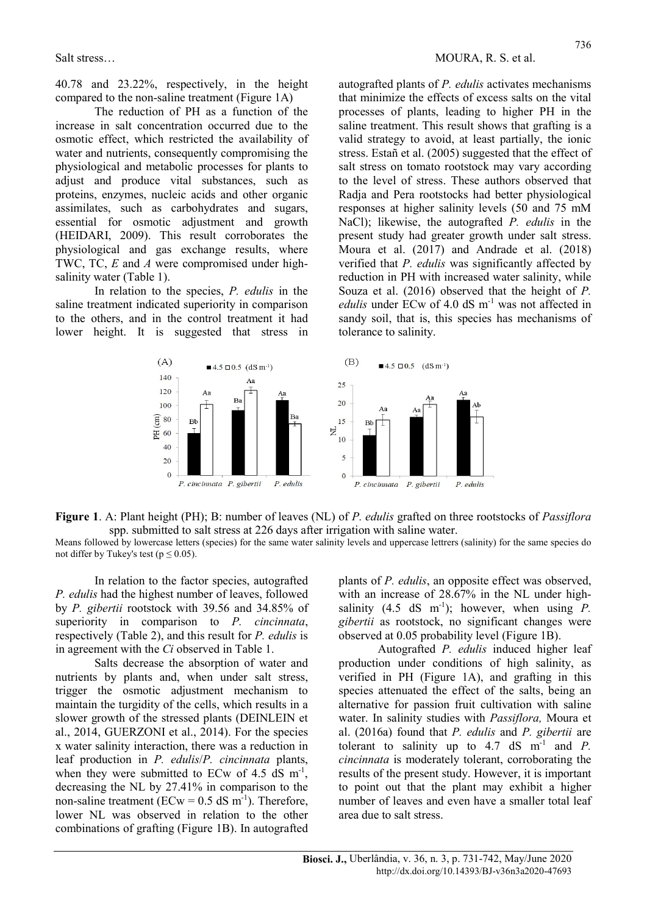40.78 and 23.22%, respectively, in the height compared to the non-saline treatment (Figure 1A)

The reduction of PH as a function of the increase in salt concentration occurred due to the osmotic effect, which restricted the availability of water and nutrients, consequently compromising the physiological and metabolic processes for plants to adjust and produce vital substances, such as proteins, enzymes, nucleic acids and other organic assimilates, such as carbohydrates and sugars, essential for osmotic adjustment and growth (HEIDARI, 2009). This result corroborates the physiological and gas exchange results, where TWC, TC, *E* and *A* were compromised under high-salinity water (Table 1).

In relation to the species, *P. edulis* in the saline treatment indicated superiority in comparison to the others, and in the control treatment it had lower height. It is suggested that stress in autografted plants of *P. edulis* activates mechanisms that minimize the effects of excess salts on the vital processes of plants, leading to higher PH in the saline treatment. This result shows that grafting is a valid strategy to avoid, at least partially, the ionic stress. Estañ et al. (2005) suggested that the effect of salt stress on tomato rootstock may vary according to the level of stress. These authors observed that Radja and Pera rootstocks had better physiological responses at higher salinity levels (50 and 75 mM NaCl); likewise, the autografted *P. edulis* in the present study had greater growth under salt stress. Moura et al. (2017) and Andrade et al. (2018) verified that *P. edulis* was significantly affected by reduction in PH with increased water salinity, while Souza et al. (2016) observed that the height of *P. edulis* under ECw of 4.0 dS $m^{-1}$ was not affected in sandy soil, that is, this species has mechanisms of tolerance to salinity.

**Figure 1**. A: Plant height (PH); B: number of leaves (NL) of *P. edulis* grafted on three rootstocks of *Passiflora* spp. submitted to salt stress at 226 days after irrigation with saline water.

Means followed by lowercase letters (species) for the same water salinity levels and uppercase lettrers (salinity) for the same species do not differ by Tukey's test ($p \leq 0.05$).

In relation to the factor species, autografted *P. edulis* had the highest number of leaves, followed by *P. gibertii* rootstock with 39.56 and 34.85% of superiority in comparison to *P. cincinnata*, respectively (Table 2), and this result for *P. edulis* is in agreement with the *Ci* observed in Table 1.

Salts decrease the absorption of water and nutrients by plants and, when under salt stress, trigger the osmotic adjustment mechanism to maintain the turgidity of the cells, which results in a slower growth of the stressed plants (DEINLEIN et al., 2014, GUERZONI et al., 2014). For the species x water salinity interaction, there was a reduction in leaf production in *P. edulis*/*P. cincinnata* plants, when they were submitted to ECw of 4.5 dS $m^{-1}$, decreasing the NL by 27.41% in comparison to the non-saline treatment (ECw = 0.5 dS $m^{-1}$). Therefore, lower NL was observed in relation to the other combinations of grafting (Figure 1B). In autografted plants of *P. edulis*, an opposite effect was observed, with an increase of 28.67% in the NL under high-salinity (4.5 dS $m^{-1}$); however, when using *P. gibertii* as rootstock, no significant changes were observed at 0.05 probability level (Figure 1B).

Autografted *P. edulis* induced higher leaf production under conditions of high salinity, as verified in PH (Figure 1A), and grafting in this species attenuated the effect of the salts, being an alternative for passion fruit cultivation with saline water. In salinity studies with *Passiflora,* Moura et al. (2016a) found that *P. edulis* and *P. gibertii* are tolerant to salinity up to 4.7 dS $m^{-1}$ and *P. cincinnata* is moderately tolerant, corroborating the results of the present study. However, it is important to point out that the plant may exhibit a higher number of leaves and even have a smaller total leaf area due to salt stress.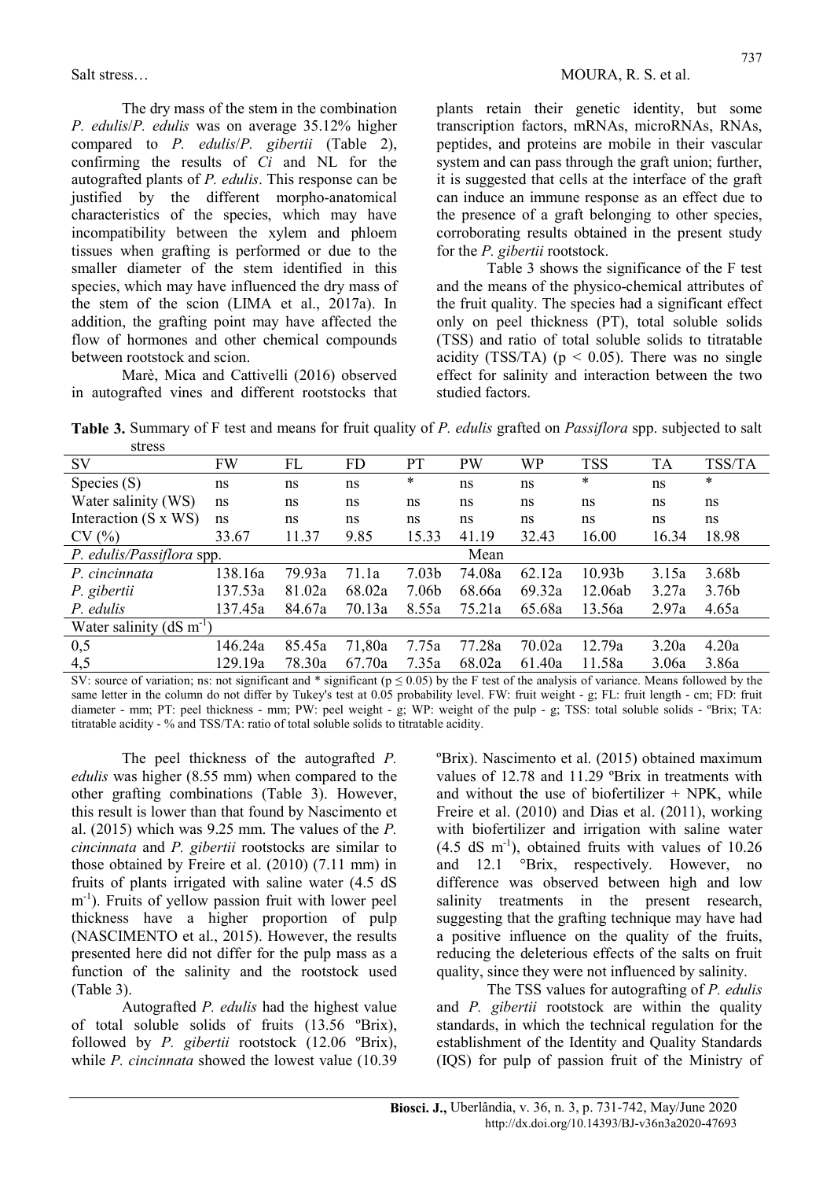The dry mass of the stem in the combination *P. edulis*/*P. edulis* was on average 35.12% higher compared to *P. edulis*/*P. gibertii* (Table 2), confirming the results of *Ci* and NL for the autografted plants of *P. edulis*. This response can be justified by the different morpho-anatomical characteristics of the species, which may have incompatibility between the xylem and phloem tissues when grafting is performed or due to the smaller diameter of the stem identified in this species, which may have influenced the dry mass of the stem of the scion (LIMA et al., 2017a). In addition, the grafting point may have affected the flow of hormones and other chemical compounds between rootstock and scion.

Marè, Mica and Cattivelli (2016) observed in autografted vines and different rootstocks that plants retain their genetic identity, but some transcription factors, mRNAs, microRNAs, RNAs, peptides, and proteins are mobile in their vascular system and can pass through the graft union; further, it is suggested that cells at the interface of the graft can induce an immune response as an effect due to the presence of a graft belonging to other species, corroborating results obtained in the present study for the *P. gibertii* rootstock.

Table 3 shows the significance of the F test and the means of the physico-chemical attributes of the fruit quality. The species had a significant effect only on peel thickness (PT), total soluble solids (TSS) and ratio of total soluble solids to titratable acidity (TSS/TA) ($p < 0.05$). There was no single effect for salinity and interaction between the two studied factors.

**Table 3.** Summary of F test and means for fruit quality of *P. edulis* grafted on *Passiflora* spp. subjected to salt stress

| SV | FW | FL | FD | PT | PW | WP | TSS | TA | TSS/TA |
|---|---|---|---|---|---|---|---|---|---|
| Species (S) | ns | ns | ns | * | ns | ns | * | ns | * |
| Water salinity (WS) | ns | ns | ns | ns | ns | ns | ns | ns | ns |
| Interaction (S x WS) | ns | ns | ns | ns | ns | ns | ns | ns | ns |
| CV (%) | 33.67 | 11.37 | 9.85 | 15.33 | 41.19 | 32.43 | 16.00 | 16.34 | 18.98 |
| *P. edulis/Passiflora* spp. | | | | | Mean | | | | |
| *P. cincinnata* | 138.16a | 79.93a | 71.1a | 7.03b | 74.08a | 62.12a | 10.93b | 3.15a | 3.68b |
| *P. gibertii* | 137.53a | 81.02a | 68.02a | 7.06b | 68.66a | 69.32a | 12.06ab | 3.27a | 3.76b |
| *P. edulis* | 137.45a | 84.67a | 70.13a | 8.55a | 75.21a | 65.68a | 13.56a | 2.97a | 4.65a |
| Water salinity (dS $m^{-1}$) | | | | | | | | | |
| 0,5 | 146.24a | 85.45a | 71,80a | 7.75a | 77.28a | 70.02a | 12.79a | 3.20a | 4.20a |
| 4,5 | 129.19a | 78.30a | 67.70a | 7.35a | 68.02a | 61.40a | 11.58a | 3.06a | 3.86a |

SV: source of variation; ns: not significant and * significant ($p \leq 0.05$) by the F test of the analysis of variance. Means followed by the same letter in the column do not differ by Tukey's test at 0.05 probability level. FW: fruit weight - g; FL: fruit length - cm; FD: fruit diameter - mm; PT: peel thickness - mm; PW: peel weight - g; WP: weight of the pulp - g; TSS: total soluble solids - ºBrix; TA: titratable acidity - % and TSS/TA: ratio of total soluble solids to titratable acidity.

The peel thickness of the autografted *P. edulis* was higher (8.55 mm) when compared to the other grafting combinations (Table 3). However, this result is lower than that found by Nascimento et al. (2015) which was 9.25 mm. The values of the *P. cincinnata* and *P. gibertii* rootstocks are similar to those obtained by Freire et al. (2010) (7.11 mm) in fruits of plants irrigated with saline water (4.5 dS $m^{-1}$). Fruits of yellow passion fruit with lower peel thickness have a higher proportion of pulp (NASCIMENTO et al., 2015). However, the results presented here did not differ for the pulp mass as a function of the salinity and the rootstock used (Table 3).

Autografted *P. edulis* had the highest value of total soluble solids of fruits (13.56 ºBrix), followed by *P. gibertii* rootstock (12.06 ºBrix), while *P. cincinnata* showed the lowest value (10.39 ºBrix). Nascimento et al. (2015) obtained maximum values of 12.78 and 11.29 ºBrix in treatments with and without the use of biofertilizer + NPK, while Freire et al. (2010) and Dias et al. (2011), working with biofertilizer and irrigation with saline water (4.5 dS $m^{-1}$), obtained fruits with values of 10.26 and 12.1 °Brix, respectively. However, no difference was observed between high and low salinity treatments in the present research, suggesting that the grafting technique may have had a positive influence on the quality of the fruits, reducing the deleterious effects of the salts on fruit quality, since they were not influenced by salinity.

The TSS values for autografting of *P. edulis* and *P. gibertii* rootstock are within the quality standards, in which the technical regulation for the establishment of the Identity and Quality Standards (IQS) for pulp of passion fruit of the Ministry of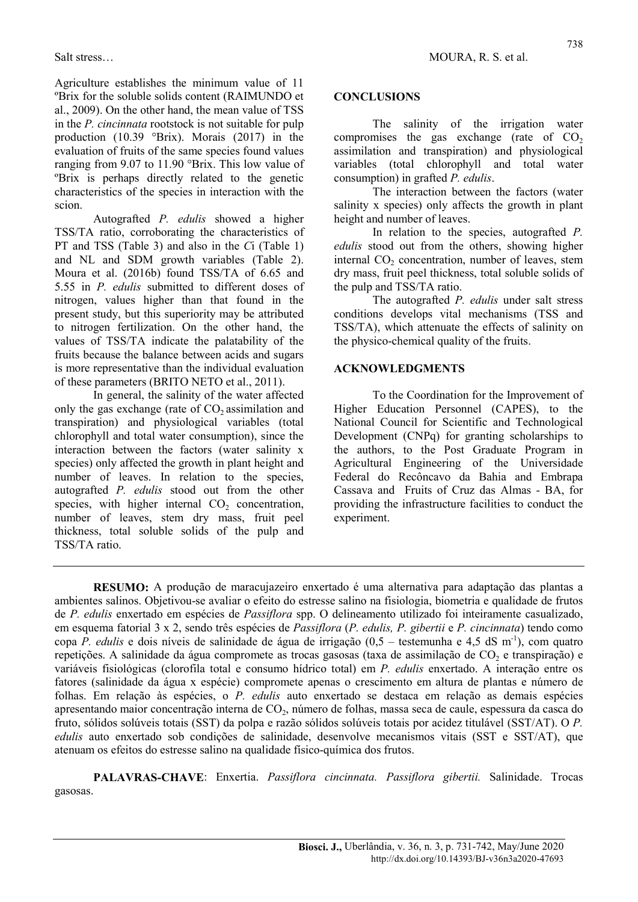Agriculture establishes the minimum value of 11 ºBrix for the soluble solids content (RAIMUNDO et al., 2009). On the other hand, the mean value of TSS in the *P. cincinnata* rootstock is not suitable for pulp production (10.39 °Brix). Morais (2017) in the evaluation of fruits of the same species found values ranging from 9.07 to 11.90 °Brix. This low value of ºBrix is perhaps directly related to the genetic characteristics of the species in interaction with the scion.

Autografted *P. edulis* showed a higher TSS/TA ratio, corroborating the characteristics of PT and TSS (Table 3) and also in the *C*i (Table 1) and NL and SDM growth variables (Table 2). Moura et al. (2016b) found TSS/TA of 6.65 and 5.55 in *P. edulis* submitted to different doses of nitrogen, values higher than that found in the present study, but this superiority may be attributed to nitrogen fertilization. On the other hand, the values of TSS/TA indicate the palatability of the fruits because the balance between acids and sugars is more representative than the individual evaluation of these parameters (BRITO NETO et al., 2011).

In general, the salinity of the water affected only the gas exchange (rate of $CO_2$ assimilation and transpiration) and physiological variables (total chlorophyll and total water consumption), since the interaction between the factors (water salinity x species) only affected the growth in plant height and number of leaves. In relation to the species, autografted *P. edulis* stood out from the other species, with higher internal $CO_2$ concentration, number of leaves, stem dry mass, fruit peel thickness, total soluble solids of the pulp and TSS/TA ratio.

## CONCLUSIONS

The salinity of the irrigation water compromises the gas exchange (rate of $CO_2$ assimilation and transpiration) and physiological variables (total chlorophyll and total water consumption) in grafted *P. edulis*.

The interaction between the factors (water salinity x species) only affects the growth in plant height and number of leaves.

In relation to the species, autografted *P. edulis* stood out from the others, showing higher internal $CO_2$ concentration, number of leaves, stem dry mass, fruit peel thickness, total soluble solids of the pulp and TSS/TA ratio.

The autografted *P. edulis* under salt stress conditions develops vital mechanisms (TSS and TSS/TA), which attenuate the effects of salinity on the physico-chemical quality of the fruits.

## ACKNOWLEDGMENTS

To the Coordination for the Improvement of Higher Education Personnel (CAPES), to the National Council for Scientific and Technological Development (CNPq) for granting scholarships to the authors, to the Post Graduate Program in Agricultural Engineering of the Universidade Federal do Recôncavo da Bahia and Embrapa Cassava and Fruits of Cruz das Almas - BA, for providing the infrastructure facilities to conduct the experiment.

---

**RESUMO:** A produção de maracujazeiro enxertado é uma alternativa para adaptação das plantas a ambientes salinos. Objetivou-se avaliar o efeito do estresse salino na fisiologia, biometria e qualidade de frutos de *P. edulis* enxertado em espécies de *Passiflora* spp. O delineamento utilizado foi inteiramente casualizado, em esquema fatorial 3 x 2, sendo três espécies de *Passiflora* (*P. edulis, P. gibertii* e *P. cincinnata*) tendo como copa *P. edulis* e dois níveis de salinidade de água de irrigação (0,5 – testemunha e 4,5 dS $m^{-1}$), com quatro repetições. A salinidade da água compromete as trocas gasosas (taxa de assimilação de $CO_2$ e transpiração) e variáveis fisiológicas (clorofila total e consumo hídrico total) em *P. edulis* enxertado. A interação entre os fatores (salinidade da água x espécie) compromete apenas o crescimento em altura de plantas e número de folhas. Em relação às espécies, o *P. edulis* auto enxertado se destaca em relação as demais espécies apresentando maior concentração interna de $CO_2$, número de folhas, massa seca de caule, espessura da casca do fruto, sólidos solúveis totais (SST) da polpa e razão sólidos solúveis totais por acidez titulável (SST/AT). O *P. edulis* auto enxertado sob condições de salinidade, desenvolve mecanismos vitais (SST e SST/AT), que atenuam os efeitos do estresse salino na qualidade físico-química dos frutos.

**PALAVRAS-CHAVE**: Enxertia. *Passiflora cincinnata. Passiflora gibertii.* Salinidade. Trocas gasosas.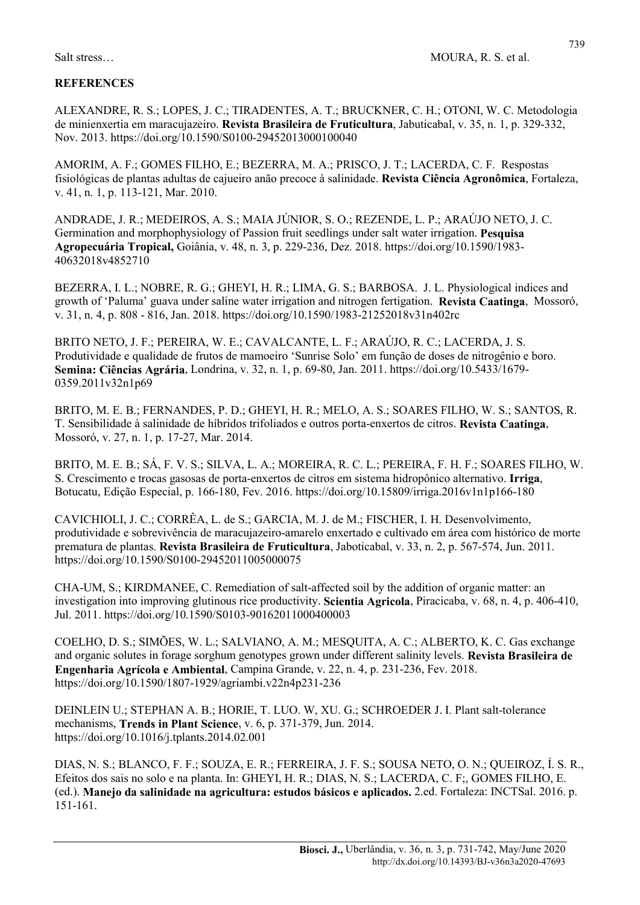## REFERENCES

ALEXANDRE, R. S.; LOPES, J. C.; TIRADENTES, A. T.; BRUCKNER, C. H.; OTONI, W. C. Metodologia de minienxertia em maracujazeiro. **Revista Brasileira de Fruticultura**, Jabuticabal, v. 35, n. 1, p. 329-332, Nov. 2013. https://doi.org/10.1590/S0100-29452013000100040

AMORIM, A. F.; GOMES FILHO, E.; BEZERRA, M. A.; PRISCO, J. T.; LACERDA, C. F. Respostas fisiológicas de plantas adultas de cajueiro anão precoce à salinidade. **Revista Ciência Agronômica**, Fortaleza, v. 41, n. 1, p. 113-121, Mar. 2010.

ANDRADE, J. R.; MEDEIROS, A. S.; MAIA JÚNIOR, S. O.; REZENDE, L. P.; ARAÚJO NETO, J. C. Germination and morphophysiology of Passion fruit seedlings under salt water irrigation. **Pesquisa Agropecuária Tropical,** Goiânia, v. 48, n. 3, p. 229-236, Dez. 2018. https://doi.org/10.1590/1983-40632018v4852710

BEZERRA, I. L.; NOBRE, R. G.; GHEYI, H. R.; LIMA, G. S.; BARBOSA. J. L. Physiological indices and growth of 'Paluma' guava under saline water irrigation and nitrogen fertigation. **Revista Caatinga**, Mossoró, v. 31, n. 4, p. 808 - 816, Jan. 2018. https://doi.org/10.1590/1983-21252018v31n402rc

BRITO NETO, J. F.; PEREIRA, W. E.; CAVALCANTE, L. F.; ARAÚJO, R. C.; LACERDA, J. S. Produtividade e qualidade de frutos de mamoeiro 'Sunrise Solo' em função de doses de nitrogênio e boro. **Semina: Ciências Agrária**, Londrina, v. 32, n. 1, p. 69-80, Jan. 2011. https://doi.org/10.5433/1679-0359.2011v32n1p69

BRITO, M. E. B.; FERNANDES, P. D.; GHEYI, H. R.; MELO, A. S.; SOARES FILHO, W. S.; SANTOS, R. T. Sensibilidade à salinidade de híbridos trifoliados e outros porta-enxertos de citros. **Revista Caatinga**, Mossoró, v. 27, n. 1, p. 17-27, Mar. 2014.

BRITO, M. E. B.; SÁ, F. V. S.; SILVA, L. A.; MOREIRA, R. C. L.; PEREIRA, F. H. F.; SOARES FILHO, W. S. Crescimento e trocas gasosas de porta-enxertos de citros em sistema hidropônico alternativo. **Irriga**, Botucatu, Edição Especial, p. 166-180, Fev. 2016. https://doi.org/10.15809/irriga.2016v1n1p166-180

CAVICHIOLI, J. C.; CORRÊA, L. de S.; GARCIA, M. J. de M.; FISCHER, I. H. Desenvolvimento, produtividade e sobrevivência de maracujazeiro-amarelo enxertado e cultivado em área com histórico de morte prematura de plantas. **Revista Brasileira de Fruticultura**, Jaboticabal, v. 33, n. 2, p. 567-574, Jun. 2011. https://doi.org/10.1590/S0100-29452011005000075

CHA-UM, S.; KIRDMANEE, C. Remediation of salt-affected soil by the addition of organic matter: an investigation into improving glutinous rice productivity. **Scientia Agricola**, Piracicaba, v. 68, n. 4, p. 406-410, Jul. 2011. https://doi.org/10.1590/S0103-90162011000400003

COELHO, D. S.; SIMÕES, W. L.; SALVIANO, A. M.; MESQUITA, A. C.; ALBERTO, K. C. Gas exchange and organic solutes in forage sorghum genotypes grown under different salinity levels. **Revista Brasileira de Engenharia Agrícola e Ambiental**, Campina Grande, v. 22, n. 4, p. 231-236, Fev. 2018. https://doi.org/10.1590/1807-1929/agriambi.v22n4p231-236

DEINLEIN U.; STEPHAN A. B.; HORIE, T. LUO. W, XU. G.; SCHROEDER J. I. Plant salt-tolerance mechanisms, **Trends in Plant Science**, v. 6, p. 371-379, Jun. 2014. https://doi.org/10.1016/j.tplants.2014.02.001

DIAS, N. S.; BLANCO, F. F.; SOUZA, E. R.; FERREIRA, J. F. S.; SOUSA NETO, O. N.; QUEIROZ, Í. S. R., Efeitos dos sais no solo e na planta. In: GHEYI, H. R.; DIAS, N. S.; LACERDA, C. F;, GOMES FILHO, E. (ed.). **Manejo da salinidade na agricultura: estudos básicos e aplicados.** 2.ed. Fortaleza: INCTSal. 2016. p. 151-161.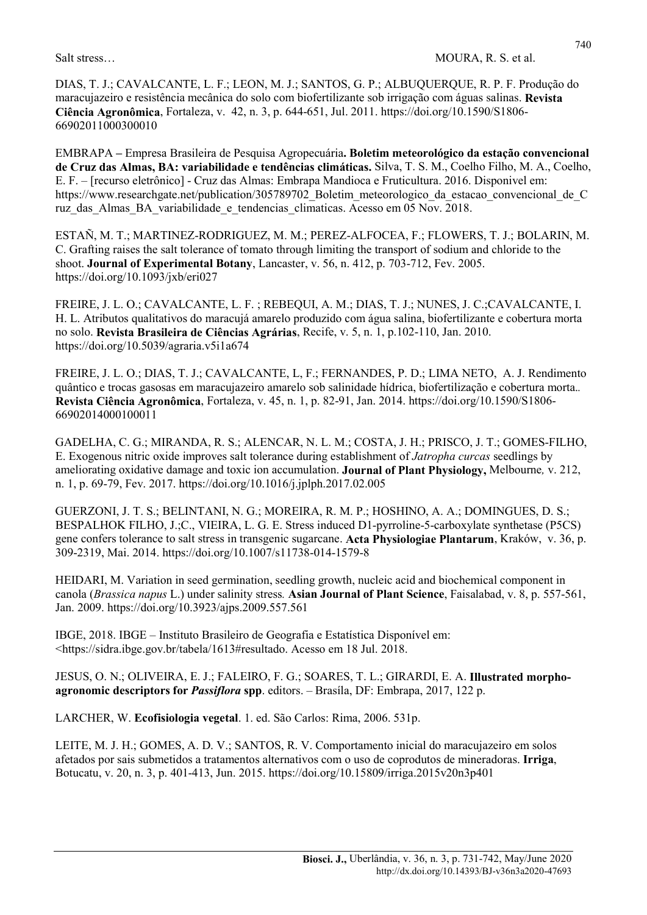DIAS, T. J.; CAVALCANTE, L. F.; LEON, M. J.; SANTOS, G. P.; ALBUQUERQUE, R. P. F. Produção do maracujazeiro e resistência mecânica do solo com biofertilizante sob irrigação com águas salinas. **Revista Ciência Agronômica**, Fortaleza, v. 42, n. 3, p. 644-651, Jul. 2011. https://doi.org/10.1590/S1806-66902011000300010

EMBRAPA – Empresa Brasileira de Pesquisa Agropecuária**. Boletim meteorológico da estação convencional de Cruz das Almas, BA: variabilidade e tendências climáticas.** Silva, T. S. M., Coelho Filho, M. A., Coelho, E. F. – [recurso eletrônico] - Cruz das Almas: Embrapa Mandioca e Fruticultura. 2016. Disponivel em: https://www.researchgate.net/publication/305789702_Boletim_meteorologico_da_estacao_convencional_de_Cruz_das_Almas_BA_variabilidade_e_tendencias_climaticas. Acesso em 05 Nov. 2018.

ESTAÑ, M. T.; MARTINEZ-RODRIGUEZ, M. M.; PEREZ-ALFOCEA, F.; FLOWERS, T. J.; BOLARIN, M. C. Grafting raises the salt tolerance of tomato through limiting the transport of sodium and chloride to the shoot. **Journal of Experimental Botany**, Lancaster, v. 56, n. 412, p. 703-712, Fev. 2005. https://doi.org/10.1093/jxb/eri027

FREIRE, J. L. O.; CAVALCANTE, L. F. ; REBEQUI, A. M.; DIAS, T. J.; NUNES, J. C.;CAVALCANTE, I. H. L. Atributos qualitativos do maracujá amarelo produzido com água salina, biofertilizante e cobertura morta no solo. **Revista Brasileira de Ciências Agrárias**, Recife, v. 5, n. 1, p.102-110, Jan. 2010. https://doi.org/10.5039/agraria.v5i1a674

FREIRE, J. L. O.; DIAS, T. J.; CAVALCANTE, L, F.; FERNANDES, P. D.; LIMA NETO, A. J. Rendimento quântico e trocas gasosas em maracujazeiro amarelo sob salinidade hídrica, biofertilização e cobertura morta.. **Revista Ciência Agronômica**, Fortaleza, v. 45, n. 1, p. 82-91, Jan. 2014. https://doi.org/10.1590/S1806-66902014000100011

GADELHA, C. G.; MIRANDA, R. S.; ALENCAR, N. L. M.; COSTA, J. H.; PRISCO, J. T.; GOMES-FILHO, E. Exogenous nitric oxide improves salt tolerance during establishment of *Jatropha curcas* seedlings by ameliorating oxidative damage and toxic ion accumulation. **Journal of Plant Physiology,** Melbourne*,* v. 212, n. 1, p. 69-79, Fev. 2017. https://doi.org/10.1016/j.jplph.2017.02.005

GUERZONI, J. T. S.; BELINTANI, N. G.; MOREIRA, R. M. P.; HOSHINO, A. A.; DOMINGUES, D. S.; BESPALHOK FILHO, J.;C., VIEIRA, L. G. E. Stress induced D1-pyrroline-5-carboxylate synthetase (P5CS) gene confers tolerance to salt stress in transgenic sugarcane. **Acta Physiologiae Plantarum**, Kraków, v. 36, p. 309-2319, Mai. 2014. https://doi.org/10.1007/s11738-014-1579-8

HEIDARI, M. Variation in seed germination, seedling growth, nucleic acid and biochemical component in canola (*Brassica napus* L.) under salinity stress*.* **Asian Journal of Plant Science**, Faisalabad, v. 8, p. 557-561, Jan. 2009. https://doi.org/10.3923/ajps.2009.557.561

IBGE, 2018. IBGE – Instituto Brasileiro de Geografia e Estatística Disponível em: <https://sidra.ibge.gov.br/tabela/1613#resultado. Acesso em 18 Jul. 2018.

JESUS, O. N.; OLIVEIRA, E. J.; FALEIRO, F. G.; SOARES, T. L.; GIRARDI, E. A. **Illustrated morpho-agronomic descriptors for *Passiflora* spp**. editors. – Brasíla, DF: Embrapa, 2017, 122 p.

LARCHER, W. **Ecofisiologia vegetal**. 1. ed. São Carlos: Rima, 2006. 531p.

LEITE, M. J. H.; GOMES, A. D. V.; SANTOS, R. V. Comportamento inicial do maracujazeiro em solos afetados por sais submetidos a tratamentos alternativos com o uso de coprodutos de mineradoras. **Irriga**, Botucatu, v. 20, n. 3, p. 401-413, Jun. 2015. https://doi.org/10.15809/irriga.2015v20n3p401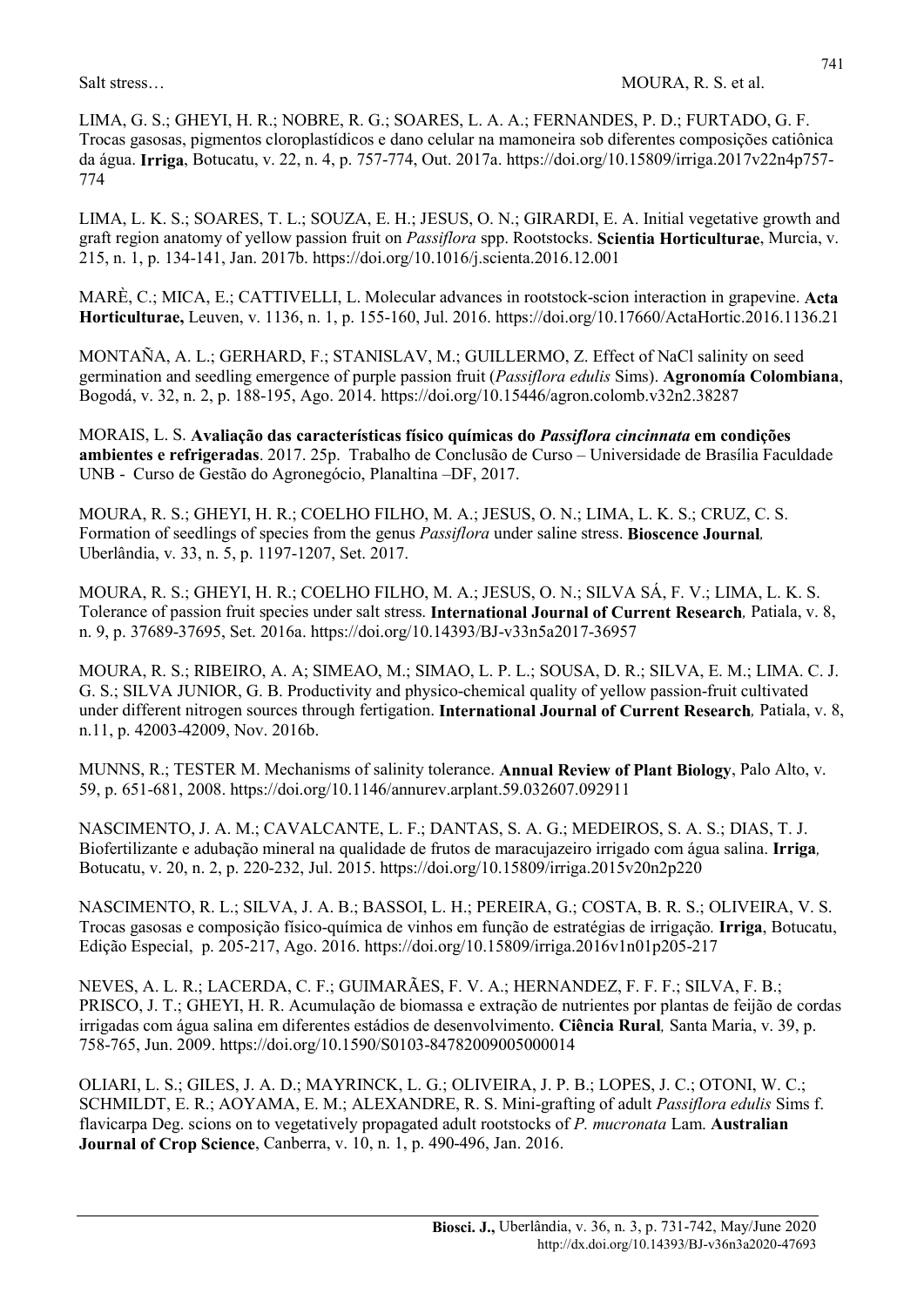LIMA, G. S.; GHEYI, H. R.; NOBRE, R. G.; SOARES, L. A. A.; FERNANDES, P. D.; FURTADO, G. F. Trocas gasosas, pigmentos cloroplastídicos e dano celular na mamoneira sob diferentes composições catiônica da água. **Irriga**, Botucatu, v. 22, n. 4, p. 757-774, Out. 2017a. https://doi.org/10.15809/irriga.2017v22n4p757-774

LIMA, L. K. S.; SOARES, T. L.; SOUZA, E. H.; JESUS, O. N.; GIRARDI, E. A. Initial vegetative growth and graft region anatomy of yellow passion fruit on *Passiflora* spp. Rootstocks. **Scientia Horticulturae**, Murcia, v. 215, n. 1, p. 134-141, Jan. 2017b. https://doi.org/10.1016/j.scienta.2016.12.001

MARÈ, C.; MICA, E.; CATTIVELLI, L. Molecular advances in rootstock-scion interaction in grapevine. **Acta Horticulturae,** Leuven, v. 1136, n. 1, p. 155-160, Jul. 2016. https://doi.org/10.17660/ActaHortic.2016.1136.21

MONTAÑA, A. L.; GERHARD, F.; STANISLAV, M.; GUILLERMO, Z. Effect of NaCl salinity on seed germination and seedling emergence of purple passion fruit (*Passiflora edulis* Sims). **Agronomía Colombiana**, Bogodá, v. 32, n. 2, p. 188-195, Ago. 2014. https://doi.org/10.15446/agron.colomb.v32n2.38287

MORAIS, L. S. **Avaliação das características físico químicas do *Passiflora cincinnata* em condições ambientes e refrigeradas**. 2017. 25p. Trabalho de Conclusão de Curso – Universidade de Brasília Faculdade UNB - Curso de Gestão do Agronegócio, Planaltina –DF, 2017.

MOURA, R. S.; GHEYI, H. R.; COELHO FILHO, M. A.; JESUS, O. N.; LIMA, L. K. S.; CRUZ, C. S. Formation of seedlings of species from the genus *Passiflora* under saline stress. **Bioscence Journal***,* Uberlândia, v. 33, n. 5, p. 1197-1207, Set. 2017.

MOURA, R. S.; GHEYI, H. R.; COELHO FILHO, M. A.; JESUS, O. N.; SILVA SÁ, F. V.; LIMA, L. K. S. Tolerance of passion fruit species under salt stress. **International Journal of Current Research***,* Patiala, v. 8, n. 9, p. 37689-37695, Set. 2016a. https://doi.org/10.14393/BJ-v33n5a2017-36957

MOURA, R. S.; RIBEIRO, A. A; SIMEAO, M.; SIMAO, L. P. L.; SOUSA, D. R.; SILVA, E. M.; LIMA. C. J. G. S.; SILVA JUNIOR, G. B. Productivity and physico-chemical quality of yellow passion-fruit cultivated under different nitrogen sources through fertigation. **International Journal of Current Research***,* Patiala, v. 8, n.11, p. 42003-42009, Nov. 2016b.

MUNNS, R.; TESTER M. Mechanisms of salinity tolerance. **Annual Review of Plant Biology**, Palo Alto, v. 59, p. 651-681, 2008. https://doi.org/10.1146/annurev.arplant.59.032607.092911

NASCIMENTO, J. A. M.; CAVALCANTE, L. F.; DANTAS, S. A. G.; MEDEIROS, S. A. S.; DIAS, T. J. Biofertilizante e adubação mineral na qualidade de frutos de maracujazeiro irrigado com água salina. **Irriga***,* Botucatu, v. 20, n. 2, p. 220-232, Jul. 2015. https://doi.org/10.15809/irriga.2015v20n2p220

NASCIMENTO, R. L.; SILVA, J. A. B.; BASSOI, L. H.; PEREIRA, G.; COSTA, B. R. S.; OLIVEIRA, V. S. Trocas gasosas e composição físico-química de vinhos em função de estratégias de irrigação*.* **Irriga**, Botucatu, Edição Especial, p. 205-217, Ago. 2016. https://doi.org/10.15809/irriga.2016v1n01p205-217

NEVES, A. L. R.; LACERDA, C. F.; GUIMARÃES, F. V. A.; HERNANDEZ, F. F. F.; SILVA, F. B.; PRISCO, J. T.; GHEYI, H. R. Acumulação de biomassa e extração de nutrientes por plantas de feijão de cordas irrigadas com água salina em diferentes estádios de desenvolvimento. **Ciência Rural***,* Santa Maria, v. 39, p. 758-765, Jun. 2009. https://doi.org/10.1590/S0103-84782009005000014

OLIARI, L. S.; GILES, J. A. D.; MAYRINCK, L. G.; OLIVEIRA, J. P. B.; LOPES, J. C.; OTONI, W. C.; SCHMILDT, E. R.; AOYAMA, E. M.; ALEXANDRE, R. S. Mini-grafting of adult *Passiflora edulis* Sims f. flavicarpa Deg. scions on to vegetatively propagated adult rootstocks of *P. mucronata* Lam. **Australian Journal of Crop Science**, Canberra, v. 10, n. 1, p. 490-496, Jan. 2016.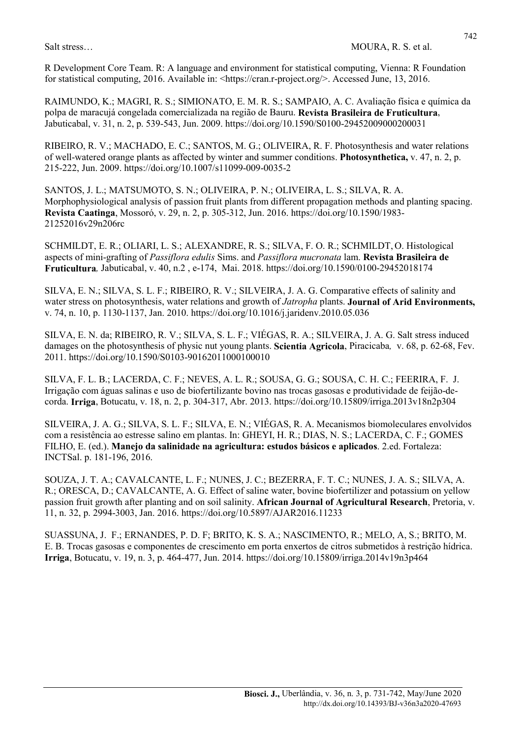R Development Core Team. R: A language and environment for statistical computing, Vienna: R Foundation for statistical computing, 2016. Available in: <https://cran.r-project.org/>. Accessed June, 13, 2016.

RAIMUNDO, K.; MAGRI, R. S.; SIMIONATO, E. M. R. S.; SAMPAIO, A. C. Avaliação física e química da polpa de maracujá congelada comercializada na região de Bauru. **Revista Brasileira de Fruticultura**, Jabuticabal, v. 31, n. 2, p. 539-543, Jun. 2009. https://doi.org/10.1590/S0100-29452009000200031

RIBEIRO, R. V.; MACHADO, E. C.; SANTOS, M. G.; OLIVEIRA, R. F. Photosynthesis and water relations of well-watered orange plants as affected by winter and summer conditions. **Photosynthetica,** v. 47, n. 2, p. 215-222, Jun. 2009. https://doi.org/10.1007/s11099-009-0035-2

SANTOS, J. L.; MATSUMOTO, S. N.; OLIVEIRA, P. N.; OLIVEIRA, L. S.; SILVA, R. A. Morphophysiological analysis of passion fruit plants from different propagation methods and planting spacing. **Revista Caatinga**, Mossoró, v. 29, n. 2, p. 305-312, Jun. 2016. https://doi.org/10.1590/1983-21252016v29n206rc

SCHMILDT, E. R.; OLIARI, L. S.; ALEXANDRE, R. S.; SILVA, F. O. R.; SCHMILDT, O. Histological aspects of mini-grafting of *Passiflora edulis* Sims. and *Passiflora mucronata* lam. **Revista Brasileira de Fruticultura***,* Jabuticabal, v. 40, n.2 , e-174, Mai. 2018. https://doi.org/10.1590/0100-29452018174

SILVA, E. N.; SILVA, S. L. F.; RIBEIRO, R. V.; SILVEIRA, J. A. G. Comparative effects of salinity and water stress on photosynthesis, water relations and growth of *Jatropha* plants. **Journal of Arid Environments,** v. 74, n. 10, p. 1130-1137, Jan. 2010. https://doi.org/10.1016/j.jaridenv.2010.05.036

SILVA, E. N. da; RIBEIRO, R. V.; SILVA, S. L. F.; VIÉGAS, R. A.; SILVEIRA, J. A. G. Salt stress induced damages on the photosynthesis of physic nut young plants. **Scientia Agricola**, Piracicaba*,* v. 68, p. 62-68, Fev. 2011. https://doi.org/10.1590/S0103-90162011000100010

SILVA, F. L. B.; LACERDA, C. F.; NEVES, A. L. R.; SOUSA, G. G.; SOUSA, C. H. C.; FEERIRA, F. J. Irrigação com águas salinas e uso de biofertilizante bovino nas trocas gasosas e produtividade de feijão-de-corda. **Irriga**, Botucatu, v. 18, n. 2, p. 304-317, Abr. 2013. https://doi.org/10.15809/irriga.2013v18n2p304

SILVEIRA, J. A. G.; SILVA, S. L. F.; SILVA, E. N.; VIÉGAS, R. A. Mecanismos biomoleculares envolvidos com a resistência ao estresse salino em plantas. In: GHEYI, H. R.; DIAS, N. S.; LACERDA, C. F.; GOMES FILHO, E. (ed.). **Manejo da salinidade na agricultura: estudos básicos e aplicados**. 2.ed. Fortaleza: INCTSal. p. 181-196, 2016.

SOUZA, J. T. A.; CAVALCANTE, L. F.; NUNES, J. C.; BEZERRA, F. T. C.; NUNES, J. A. S.; SILVA, A. R.; ORESCA, D.; CAVALCANTE, A. G. Effect of saline water, bovine biofertilizer and potassium on yellow passion fruit growth after planting and on soil salinity. **African Journal of Agricultural Research**, Pretoria, v. 11, n. 32, p. 2994-3003, Jan. 2016. https://doi.org/10.5897/AJAR2016.11233

SUASSUNA, J. F.; ERNANDES, P. D. F; BRITO, K. S. A.; NASCIMENTO, R.; MELO, A, S.; BRITO, M. E. B. Trocas gasosas e componentes de crescimento em porta enxertos de citros submetidos à restrição hídrica. **Irriga**, Botucatu, v. 19, n. 3, p. 464-477, Jun. 2014. https://doi.org/10.15809/irriga.2014v19n3p464